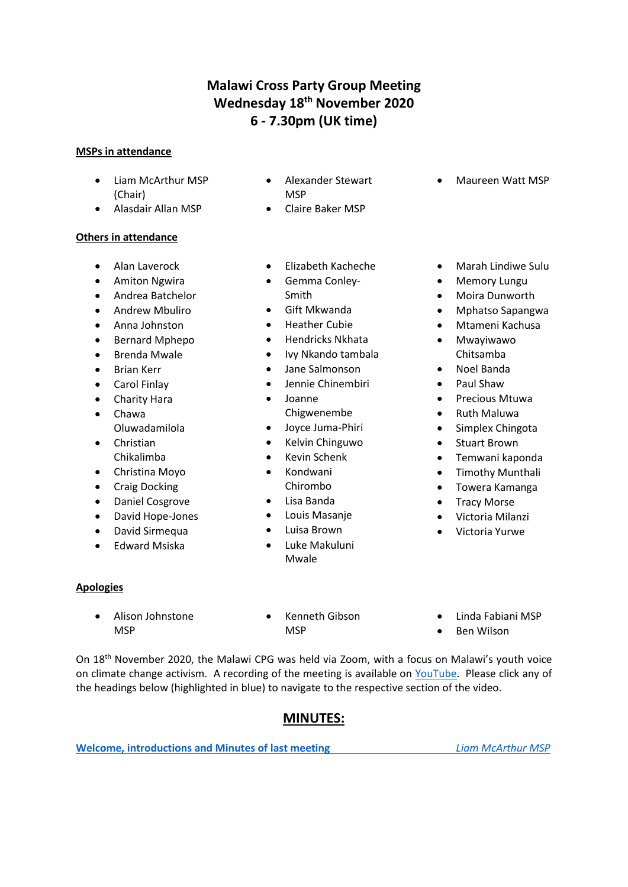# Malawi Cross Party Group Meeting
# Wednesday 18th November 2020
# 6 - 7.30pm (UK time)

**MSPs in attendance**

- Liam McArthur MSP (Chair)
- Alasdair Allan MSP
- Alexander Stewart MSP
- Claire Baker MSP
- Maureen Watt MSP

**Others in attendance**

- Alan Laverock
- Amiton Ngwira
- Andrea Batchelor
- Andrew Mbuliro
- Anna Johnston
- Bernard Mphepo
- Brenda Mwale
- Brian Kerr
- Carol Finlay
- Charity Hara
- Chawa Oluwadamilola
- Christian Chikalimba
- Christina Moyo
- Craig Docking
- Daniel Cosgrove
- David Hope-Jones
- David Sirmequa
- Edward Msiska
- Elizabeth Kacheche
- Gemma Conley-Smith
- Gift Mkwanda
- Heather Cubie
- Hendricks Nkhata
- Ivy Nkando tambala
- Jane Salmonson
- Jennie Chinembiri
- Joanne Chigwenembe
- Joyce Juma-Phiri
- Kelvin Chinguwo
- Kevin Schenk
- Kondwani Chirombo
- Lisa Banda
- Louis Masanje
- Luisa Brown
- Luke Makuluni Mwale
- Marah Lindiwe Sulu
- Memory Lungu
- Moira Dunworth
- Mphatso Sapangwa
- Mtameni Kachusa
- Mwayiwawo Chitsamba
- Noel Banda
- Paul Shaw
- Precious Mtuwa
- Ruth Maluwa
- Simplex Chingota
- Stuart Brown
- Temwani kaponda
- Timothy Munthali
- Towera Kamanga
- Tracy Morse
- Victoria Milanzi
- Victoria Yurwe

**Apologies**

- Alison Johnstone MSP
- Kenneth Gibson MSP
- Linda Fabiani MSP
- Ben Wilson

On 18th November 2020, the Malawi CPG was held via Zoom, with a focus on Malawi's youth voice on climate change activism. A recording of the meeting is available on YouTube. Please click any of the headings below (highlighted in blue) to navigate to the respective section of the video.

## MINUTES:

**Welcome, introductions and Minutes of last meeting** — *Liam McArthur MSP*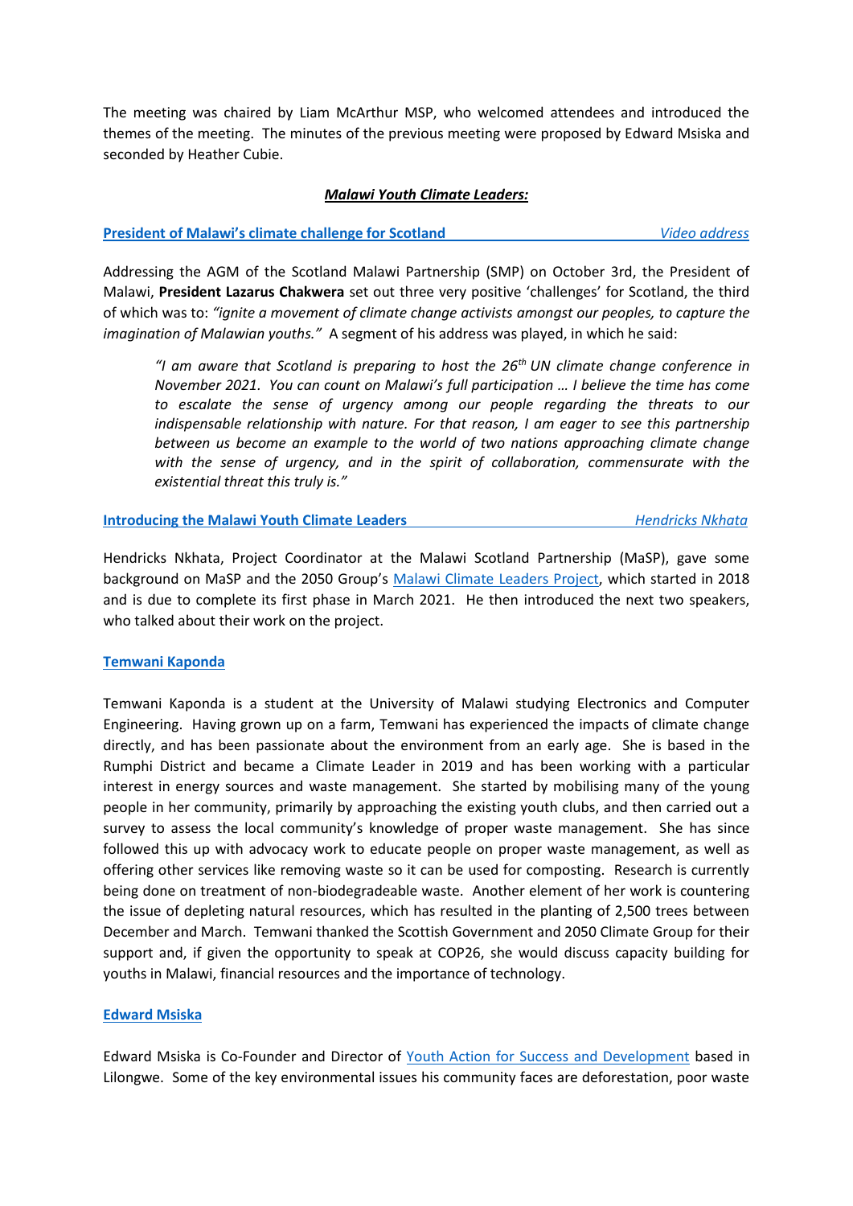The meeting was chaired by Liam McArthur MSP, who welcomed attendees and introduced the themes of the meeting. The minutes of the previous meeting were proposed by Edward Msiska and seconded by Heather Cubie.

***Malawi Youth Climate Leaders:***

**President of Malawi's climate challenge for Scotland** *Video address*

Addressing the AGM of the Scotland Malawi Partnership (SMP) on October 3rd, the President of Malawi, **President Lazarus Chakwera** set out three very positive 'challenges' for Scotland, the third of which was to: *"ignite a movement of climate change activists amongst our peoples, to capture the imagination of Malawian youths."* A segment of his address was played, in which he said:

> *"I am aware that Scotland is preparing to host the 26th UN climate change conference in November 2021. You can count on Malawi's full participation … I believe the time has come to escalate the sense of urgency among our people regarding the threats to our indispensable relationship with nature. For that reason, I am eager to see this partnership between us become an example to the world of two nations approaching climate change with the sense of urgency, and in the spirit of collaboration, commensurate with the existential threat this truly is."*

**Introducing the Malawi Youth Climate Leaders** *Hendricks Nkhata*

Hendricks Nkhata, Project Coordinator at the Malawi Scotland Partnership (MaSP), gave some background on MaSP and the 2050 Group's Malawi Climate Leaders Project, which started in 2018 and is due to complete its first phase in March 2021. He then introduced the next two speakers, who talked about their work on the project.

**Temwani Kaponda**

Temwani Kaponda is a student at the University of Malawi studying Electronics and Computer Engineering. Having grown up on a farm, Temwani has experienced the impacts of climate change directly, and has been passionate about the environment from an early age. She is based in the Rumphi District and became a Climate Leader in 2019 and has been working with a particular interest in energy sources and waste management. She started by mobilising many of the young people in her community, primarily by approaching the existing youth clubs, and then carried out a survey to assess the local community's knowledge of proper waste management. She has since followed this up with advocacy work to educate people on proper waste management, as well as offering other services like removing waste so it can be used for composting. Research is currently being done on treatment of non-biodegradeable waste. Another element of her work is countering the issue of depleting natural resources, which has resulted in the planting of 2,500 trees between December and March. Temwani thanked the Scottish Government and 2050 Climate Group for their support and, if given the opportunity to speak at COP26, she would discuss capacity building for youths in Malawi, financial resources and the importance of technology.

**Edward Msiska**

Edward Msiska is Co-Founder and Director of Youth Action for Success and Development based in Lilongwe. Some of the key environmental issues his community faces are deforestation, poor waste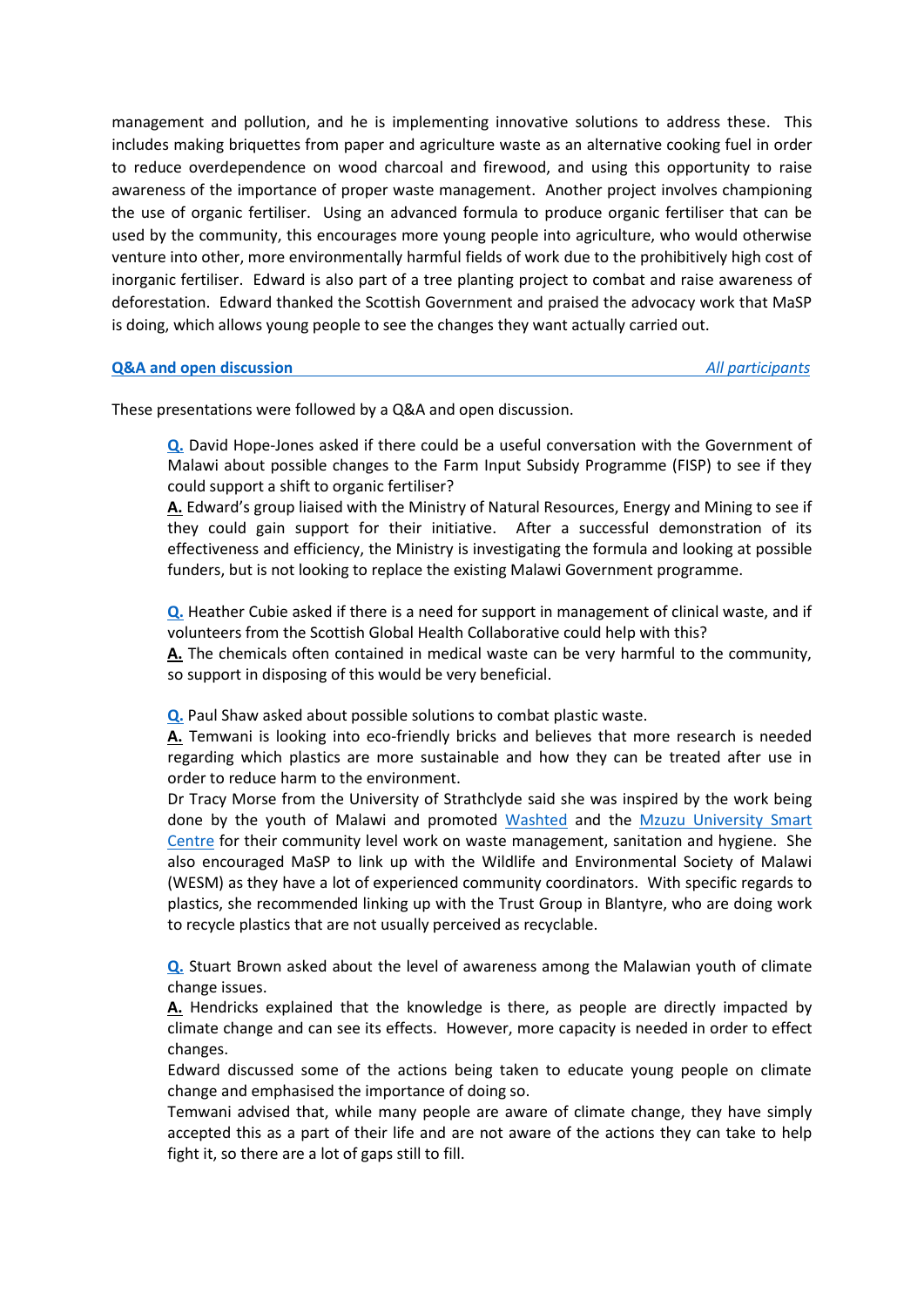management and pollution, and he is implementing innovative solutions to address these. This includes making briquettes from paper and agriculture waste as an alternative cooking fuel in order to reduce overdependence on wood charcoal and firewood, and using this opportunity to raise awareness of the importance of proper waste management. Another project involves championing the use of organic fertiliser. Using an advanced formula to produce organic fertiliser that can be used by the community, this encourages more young people into agriculture, who would otherwise venture into other, more environmentally harmful fields of work due to the prohibitively high cost of inorganic fertiliser. Edward is also part of a tree planting project to combat and raise awareness of deforestation. Edward thanked the Scottish Government and praised the advocacy work that MaSP is doing, which allows young people to see the changes they want actually carried out.

**Q&A and open discussion** *All participants*

These presentations were followed by a Q&A and open discussion.

> **Q.** David Hope-Jones asked if there could be a useful conversation with the Government of Malawi about possible changes to the Farm Input Subsidy Programme (FISP) to see if they could support a shift to organic fertiliser?
> **A.** Edward's group liaised with the Ministry of Natural Resources, Energy and Mining to see if they could gain support for their initiative. After a successful demonstration of its effectiveness and efficiency, the Ministry is investigating the formula and looking at possible funders, but is not looking to replace the existing Malawi Government programme.
>
> **Q.** Heather Cubie asked if there is a need for support in management of clinical waste, and if volunteers from the Scottish Global Health Collaborative could help with this?
> **A.** The chemicals often contained in medical waste can be very harmful to the community, so support in disposing of this would be very beneficial.
>
> **Q.** Paul Shaw asked about possible solutions to combat plastic waste.
> **A.** Temwani is looking into eco-friendly bricks and believes that more research is needed regarding which plastics are more sustainable and how they can be treated after use in order to reduce harm to the environment.
> Dr Tracy Morse from the University of Strathclyde said she was inspired by the work being done by the youth of Malawi and promoted Washted and the Mzuzu University Smart Centre for their community level work on waste management, sanitation and hygiene. She also encouraged MaSP to link up with the Wildlife and Environmental Society of Malawi (WESM) as they have a lot of experienced community coordinators. With specific regards to plastics, she recommended linking up with the Trust Group in Blantyre, who are doing work to recycle plastics that are not usually perceived as recyclable.
>
> **Q.** Stuart Brown asked about the level of awareness among the Malawian youth of climate change issues.
> **A.** Hendricks explained that the knowledge is there, as people are directly impacted by climate change and can see its effects. However, more capacity is needed in order to effect changes.
> Edward discussed some of the actions being taken to educate young people on climate change and emphasised the importance of doing so.
> Temwani advised that, while many people are aware of climate change, they have simply accepted this as a part of their life and are not aware of the actions they can take to help fight it, so there are a lot of gaps still to fill.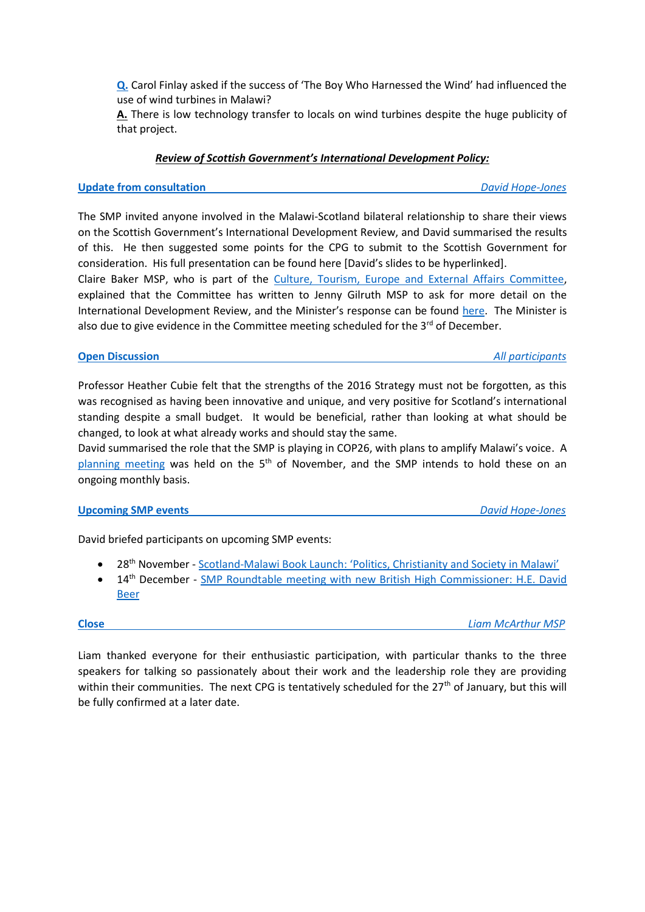**Q.** Carol Finlay asked if the success of 'The Boy Who Harnessed the Wind' had influenced the use of wind turbines in Malawi?
**A.** There is low technology transfer to locals on wind turbines despite the huge publicity of that project.

***Review of Scottish Government's International Development Policy:***

**Update from consultation** — *David Hope-Jones*

The SMP invited anyone involved in the Malawi-Scotland bilateral relationship to share their views on the Scottish Government's International Development Review, and David summarised the results of this. He then suggested some points for the CPG to submit to the Scottish Government for consideration. His full presentation can be found here [David's slides to be hyperlinked].
Claire Baker MSP, who is part of the Culture, Tourism, Europe and External Affairs Committee, explained that the Committee has written to Jenny Gilruth MSP to ask for more detail on the International Development Review, and the Minister's response can be found here. The Minister is also due to give evidence in the Committee meeting scheduled for the 3rd of December.

**Open Discussion** — *All participants*

Professor Heather Cubie felt that the strengths of the 2016 Strategy must not be forgotten, as this was recognised as having been innovative and unique, and very positive for Scotland's international standing despite a small budget. It would be beneficial, rather than looking at what should be changed, to look at what already works and should stay the same.
David summarised the role that the SMP is playing in COP26, with plans to amplify Malawi's voice. A planning meeting was held on the 5th of November, and the SMP intends to hold these on an ongoing monthly basis.

**Upcoming SMP events** — *David Hope-Jones*

David briefed participants on upcoming SMP events:

- 28th November - Scotland-Malawi Book Launch: 'Politics, Christianity and Society in Malawi'
- 14th December - SMP Roundtable meeting with new British High Commissioner: H.E. David Beer

**Close** — *Liam McArthur MSP*

Liam thanked everyone for their enthusiastic participation, with particular thanks to the three speakers for talking so passionately about their work and the leadership role they are providing within their communities. The next CPG is tentatively scheduled for the 27th of January, but this will be fully confirmed at a later date.